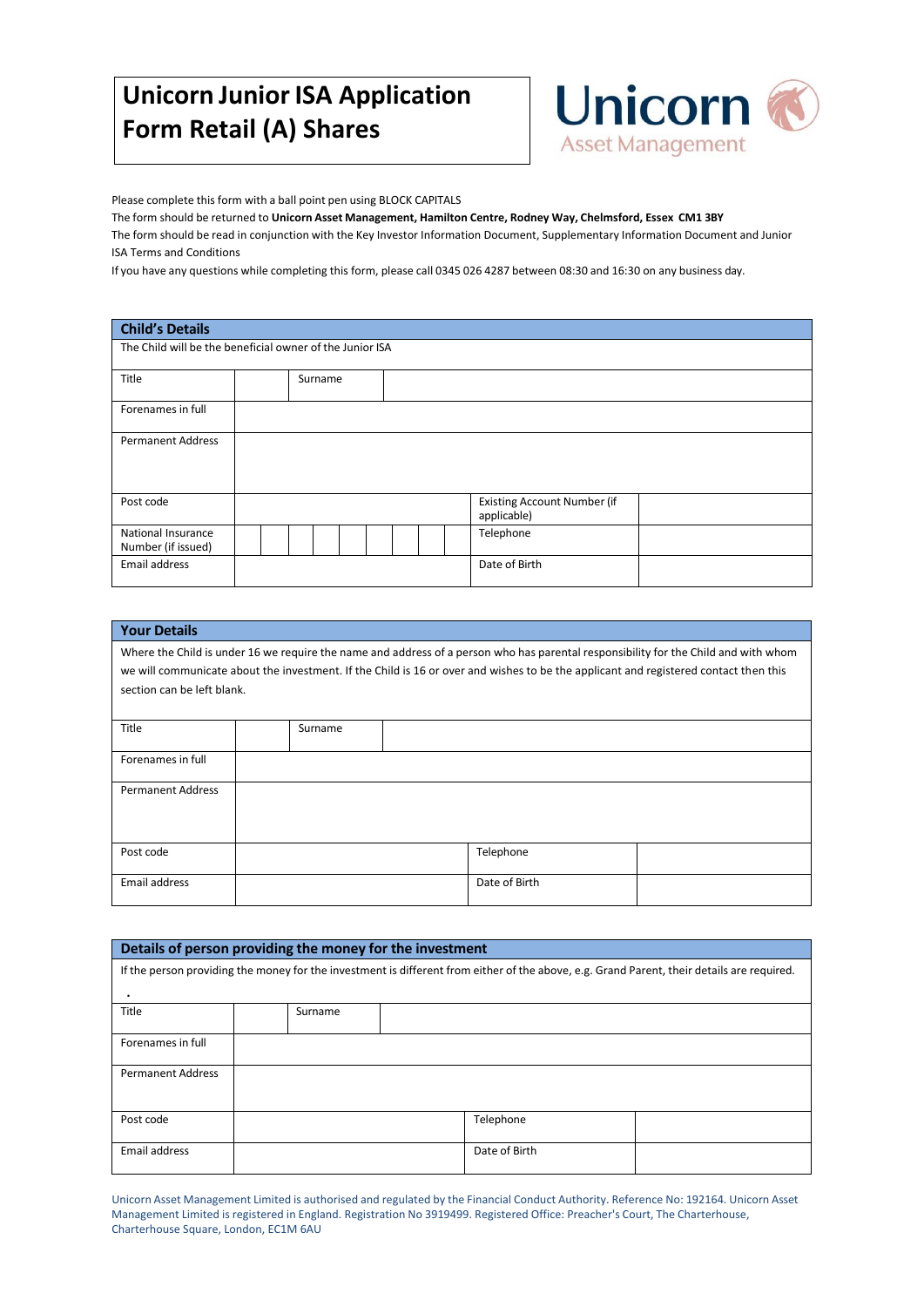# Unicorn Junior ISA Application Form Retail (A) Shares

Unicorn Asset Management

Please complete this form with a ball point pen using BLOCK CAPITALS

The form should be returned to **Unicorn Asset Management, Hamilton Centre, Rodney Way, Chelmsford, Essex CM1 3BY**

The form should be read in conjunction with the Key Investor Information Document, Supplementary Information Document and Junior ISA Terms and Conditions

If you have any questions while completing this form, please call 0345 026 4287 between 08:30 and 16:30 on any business day.

| **Child's Details** | | | |
|---|---|---|---|
| The Child will be the beneficial owner of the Junior ISA | | | |
| Title | | Surname | |
| Forenames in full | | | |
| Permanent Address | | | |
| Post code | | Existing Account Number (if applicable) | |
| National Insurance Number (if issued) | | Telephone | |
| Email address | | Date of Birth | |

| **Your Details** | | | |
|---|---|---|---|
| Where the Child is under 16 we require the name and address of a person who has parental responsibility for the Child and with whom we will communicate about the investment. If the Child is 16 or over and wishes to be the applicant and registered contact then this section can be left blank. | | | |
| Title | | Surname | |
| Forenames in full | | | |
| Permanent Address | | | |
| Post code | | Telephone | |
| Email address | | Date of Birth | |

| **Details of person providing the money for the investment** | | | |
|---|---|---|---|
| If the person providing the money for the investment is different from either of the above, e.g. Grand Parent, their details are required. | | | |
| Title | | Surname | |
| Forenames in full | | | |
| Permanent Address | | | |
| Post code | | Telephone | |
| Email address | | Date of Birth | |

Unicorn Asset Management Limited is authorised and regulated by the Financial Conduct Authority. Reference No: 192164. Unicorn Asset Management Limited is registered in England. Registration No 3919499. Registered Office: Preacher's Court, The Charterhouse, Charterhouse Square, London, EC1M 6AU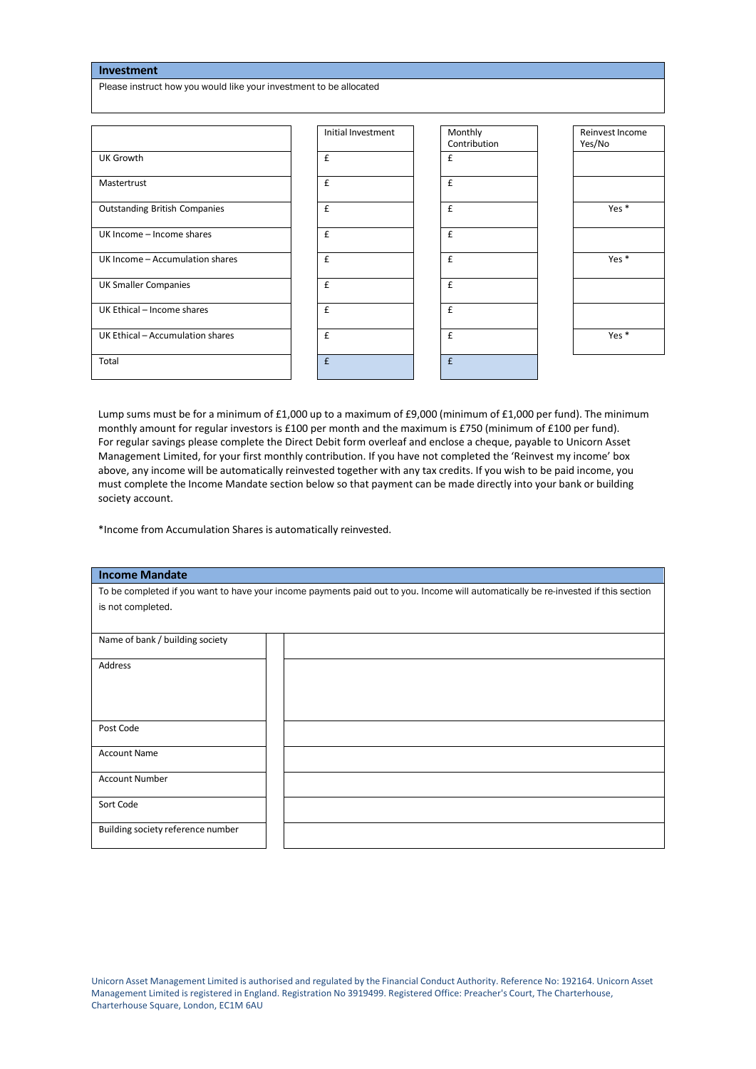## Investment

Please instruct how you would like your investment to be allocated

| | Initial Investment | Monthly Contribution | Reinvest Income Yes/No |
|---|---|---|---|
| UK Growth | £ | £ | |
| Mastertrust | £ | £ | |
| Outstanding British Companies | £ | £ | Yes * |
| UK Income – Income shares | £ | £ | |
| UK Income – Accumulation shares | £ | £ | Yes * |
| UK Smaller Companies | £ | £ | |
| UK Ethical – Income shares | £ | £ | |
| UK Ethical – Accumulation shares | £ | £ | Yes * |
| Total | £ | £ | |

Lump sums must be for a minimum of £1,000 up to a maximum of £9,000 (minimum of £1,000 per fund). The minimum monthly amount for regular investors is £100 per month and the maximum is £750 (minimum of £100 per fund). For regular savings please complete the Direct Debit form overleaf and enclose a cheque, payable to Unicorn Asset Management Limited, for your first monthly contribution. If you have not completed the 'Reinvest my income' box above, any income will be automatically reinvested together with any tax credits. If you wish to be paid income, you must complete the Income Mandate section below so that payment can be made directly into your bank or building society account.

*Income from Accumulation Shares is automatically reinvested.

## Income Mandate

To be completed if you want to have your income payments paid out to you. Income will automatically be re-invested if this section is not completed.

| | |
|---|---|
| Name of bank / building society | |
| Address | |
| Post Code | |
| Account Name | |
| Account Number | |
| Sort Code | |
| Building society reference number | |

Unicorn Asset Management Limited is authorised and regulated by the Financial Conduct Authority. Reference No: 192164. Unicorn Asset Management Limited is registered in England. Registration No 3919499. Registered Office: Preacher's Court, The Charterhouse, Charterhouse Square, London, EC1M 6AU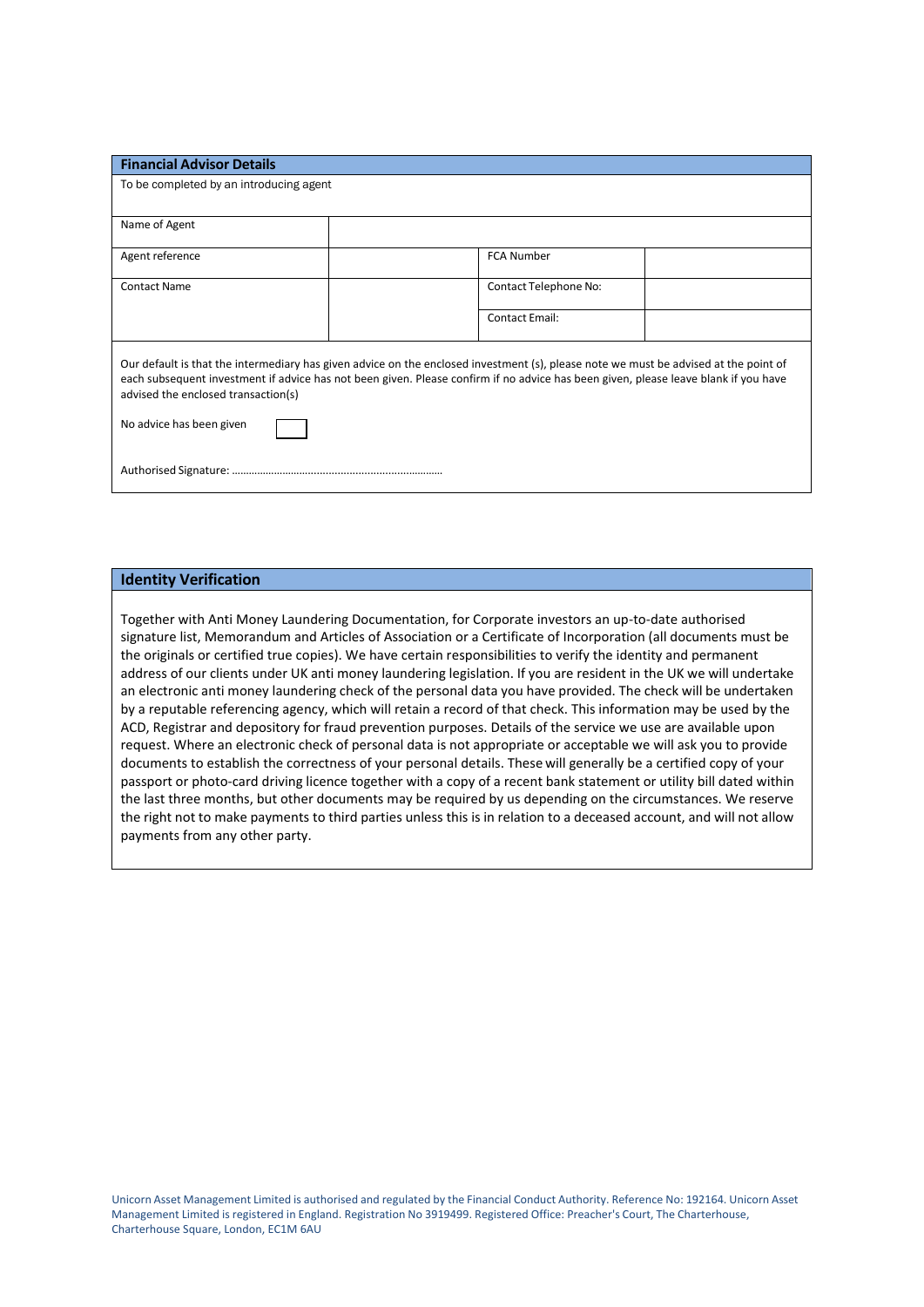## Financial Advisor Details

To be completed by an introducing agent

| | | | |
|---|---|---|---|
| Name of Agent | | | |
| Agent reference | | FCA Number | |
| Contact Name | | Contact Telephone No: | |
| | | Contact Email: | |

Our default is that the intermediary has given advice on the enclosed investment (s), please note we must be advised at the point of each subsequent investment if advice has not been given. Please confirm if no advice has been given, please leave blank if you have advised the enclosed transaction(s)

No advice has been given ☐

Authorised Signature: ………………………………………………………………

## Identity Verification

Together with Anti Money Laundering Documentation, for Corporate investors an up-to-date authorised signature list, Memorandum and Articles of Association or a Certificate of Incorporation (all documents must be the originals or certified true copies). We have certain responsibilities to verify the identity and permanent address of our clients under UK anti money laundering legislation. If you are resident in the UK we will undertake an electronic anti money laundering check of the personal data you have provided. The check will be undertaken by a reputable referencing agency, which will retain a record of that check. This information may be used by the ACD, Registrar and depository for fraud prevention purposes. Details of the service we use are available upon request. Where an electronic check of personal data is not appropriate or acceptable we will ask you to provide documents to establish the correctness of your personal details. These will generally be a certified copy of your passport or photo-card driving licence together with a copy of a recent bank statement or utility bill dated within the last three months, but other documents may be required by us depending on the circumstances. We reserve the right not to make payments to third parties unless this is in relation to a deceased account, and will not allow payments from any other party.

Unicorn Asset Management Limited is authorised and regulated by the Financial Conduct Authority. Reference No: 192164. Unicorn Asset Management Limited is registered in England. Registration No 3919499. Registered Office: Preacher's Court, The Charterhouse, Charterhouse Square, London, EC1M 6AU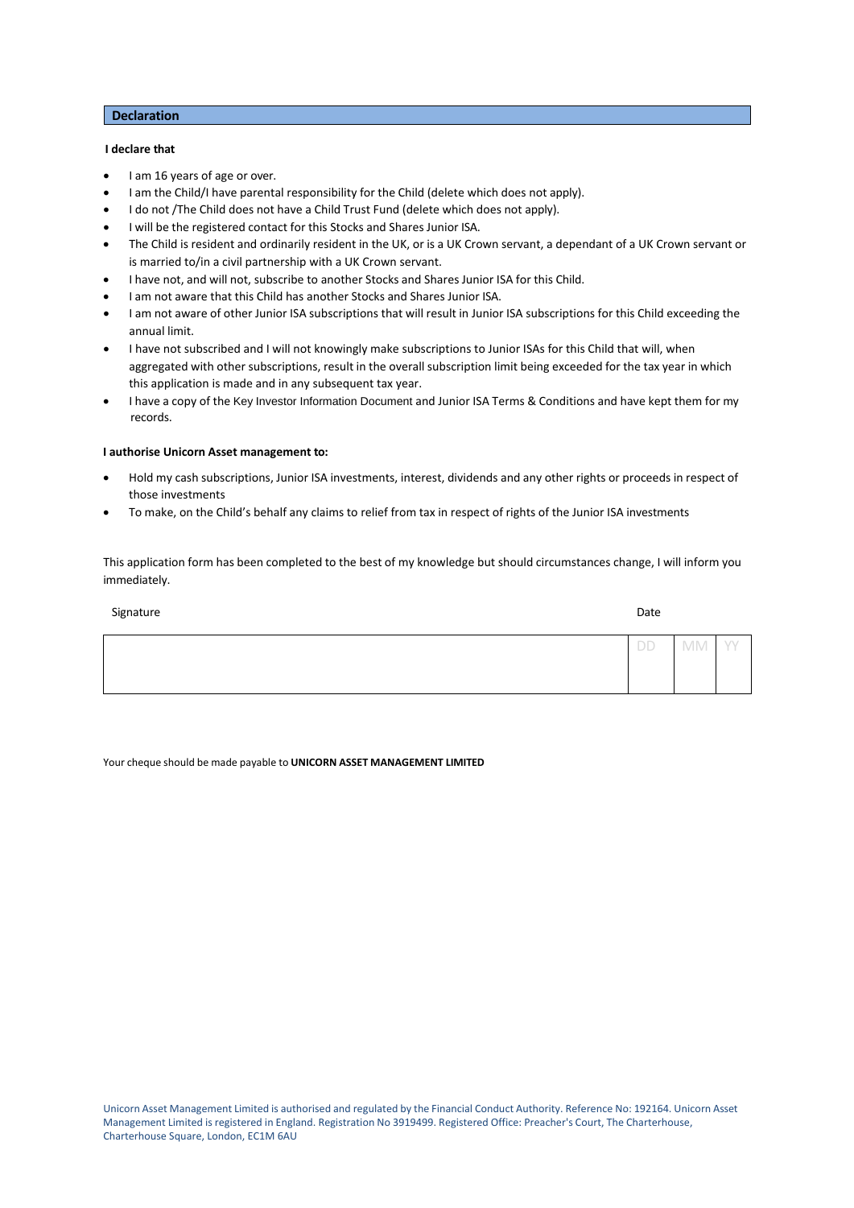## Declaration

**I declare that**

- I am 16 years of age or over.
- I am the Child/I have parental responsibility for the Child (delete which does not apply).
- I do not /The Child does not have a Child Trust Fund (delete which does not apply).
- I will be the registered contact for this Stocks and Shares Junior ISA.
- The Child is resident and ordinarily resident in the UK, or is a UK Crown servant, a dependant of a UK Crown servant or is married to/in a civil partnership with a UK Crown servant.
- I have not, and will not, subscribe to another Stocks and Shares Junior ISA for this Child.
- I am not aware that this Child has another Stocks and Shares Junior ISA.
- I am not aware of other Junior ISA subscriptions that will result in Junior ISA subscriptions for this Child exceeding the annual limit.
- I have not subscribed and I will not knowingly make subscriptions to Junior ISAs for this Child that will, when aggregated with other subscriptions, result in the overall subscription limit being exceeded for the tax year in which this application is made and in any subsequent tax year.
- I have a copy of the Key Investor Information Document and Junior ISA Terms & Conditions and have kept them for my records.

**I authorise Unicorn Asset management to:**

- Hold my cash subscriptions, Junior ISA investments, interest, dividends and any other rights or proceeds in respect of those investments
- To make, on the Child's behalf any claims to relief from tax in respect of rights of the Junior ISA investments

This application form has been completed to the best of my knowledge but should circumstances change, I will inform you immediately.

| Signature | Date | | |
|---|---|---|---|
| | DD | MM | YY |

Your cheque should be made payable to **UNICORN ASSET MANAGEMENT LIMITED**

Unicorn Asset Management Limited is authorised and regulated by the Financial Conduct Authority. Reference No: 192164. Unicorn Asset Management Limited is registered in England. Registration No 3919499. Registered Office: Preacher's Court, The Charterhouse, Charterhouse Square, London, EC1M 6AU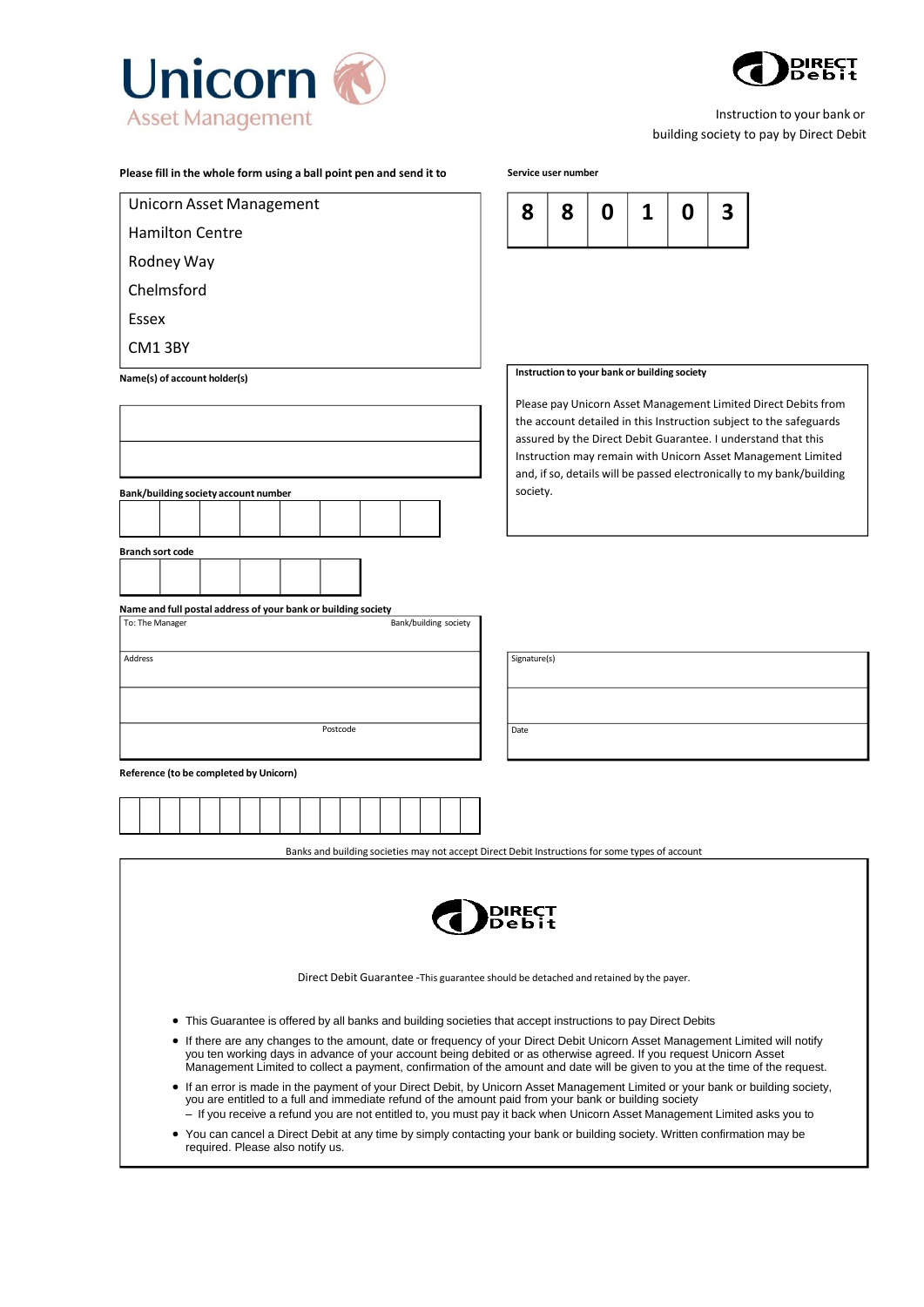Unicorn Asset Management

DIRECT Debit

Instruction to your bank or building society to pay by Direct Debit

**Please fill in the whole form using a ball point pen and send it to**

Unicorn Asset Management
Hamilton Centre
Rodney Way
Chelmsford
Essex
CM1 3BY

**Service user number**

| | | | | | |
|---|---|---|---|---|---|
| 8 | 8 | 0 | 1 | 0 | 3 |

**Name(s) of account holder(s)**

**Bank/building society account number**

**Branch sort code**

**Instruction to your bank or building society**

Please pay Unicorn Asset Management Limited Direct Debits from the account detailed in this Instruction subject to the safeguards assured by the Direct Debit Guarantee. I understand that this Instruction may remain with Unicorn Asset Management Limited and, if so, details will be passed electronically to my bank/building society.

**Name and full postal address of your bank or building society**

To: The Manager Bank/building society

Address

Postcode

Signature(s)

Date

**Reference (to be completed by Unicorn)**

Banks and building societies may not accept Direct Debit Instructions for some types of account

DIRECT Debit

Direct Debit Guarantee - This guarantee should be detached and retained by the payer.

- This Guarantee is offered by all banks and building societies that accept instructions to pay Direct Debits
- If there are any changes to the amount, date or frequency of your Direct Debit Unicorn Asset Management Limited will notify you ten working days in advance of your account being debited or as otherwise agreed. If you request Unicorn Asset Management Limited to collect a payment, confirmation of the amount and date will be given to you at the time of the request.
- If an error is made in the payment of your Direct Debit, by Unicorn Asset Management Limited or your bank or building society, you are entitled to a full and immediate refund of the amount paid from your bank or building society
  - If you receive a refund you are not entitled to, you must pay it back when Unicorn Asset Management Limited asks you to
- You can cancel a Direct Debit at any time by simply contacting your bank or building society. Written confirmation may be required. Please also notify us.